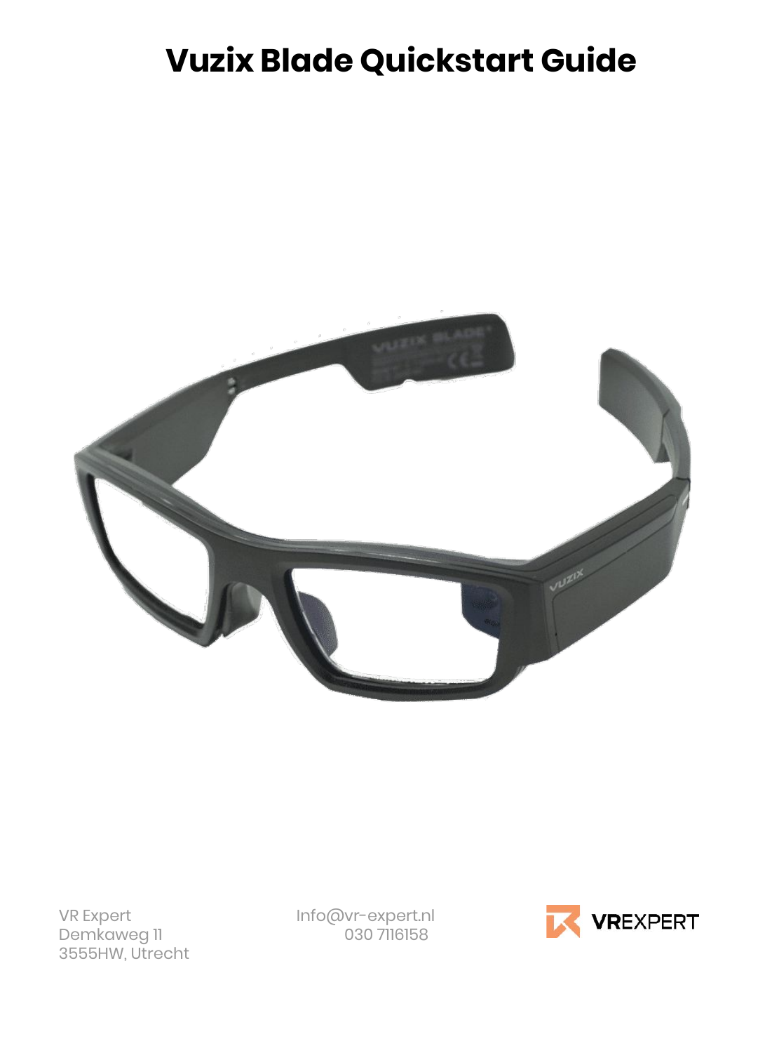# Vuzix Blade Quickstart Guide

VR Expert
Demkaweg 11
3555HW, Utrecht

Info@vr-expert.nl
030 7116158

VREXPERT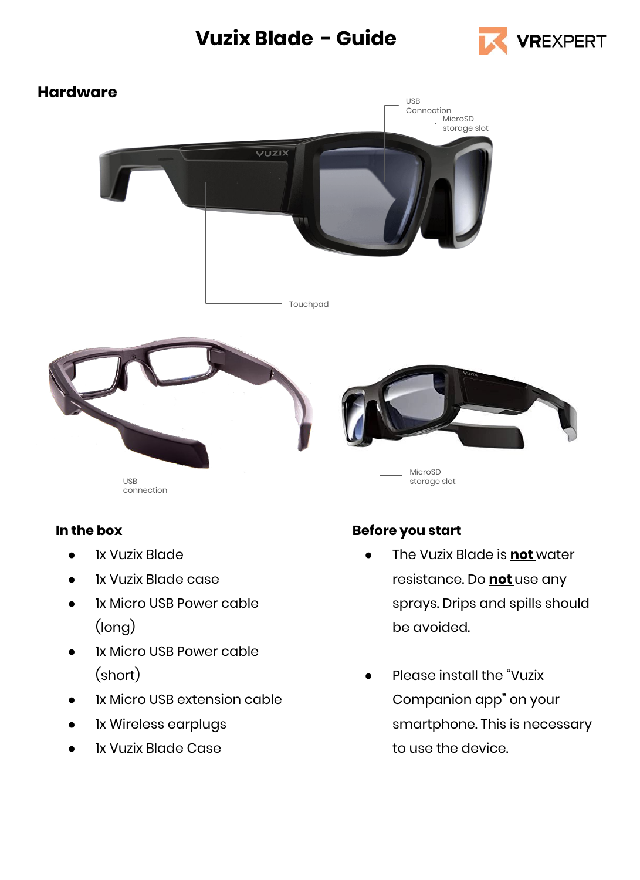# Vuzix Blade - Guide

## Hardware

USB Connection

MicroSD storage slot

Touchpad

USB connection

MicroSD storage slot

### In the box

- 1x Vuzix Blade
- 1x Vuzix Blade case
- 1x Micro USB Power cable (long)
- 1x Micro USB Power cable (short)
- 1x Micro USB extension cable
- 1x Wireless earplugs
- 1x Vuzix Blade Case

### Before you start

- The Vuzix Blade is **not** water resistance. Do **not** use any sprays. Drips and spills should be avoided.
- Please install the "Vuzix Companion app" on your smartphone. This is necessary to use the device.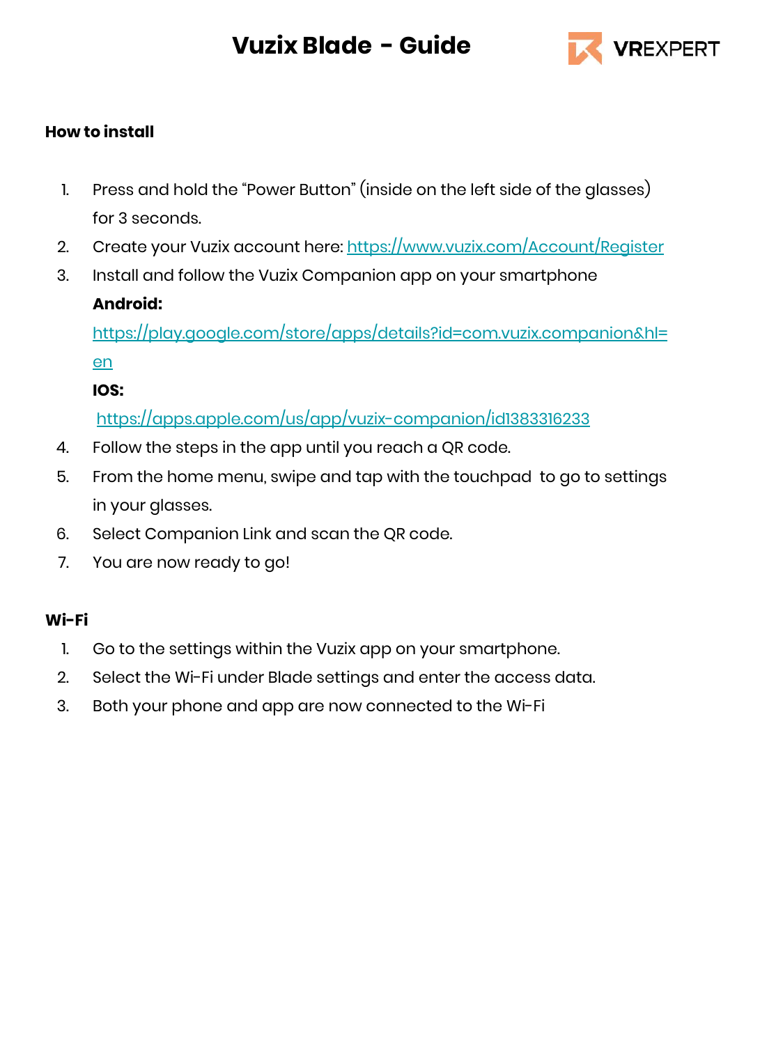# Vuzix Blade - Guide

VREXPERT

## How to install

1. Press and hold the "Power Button" (inside on the left side of the glasses) for 3 seconds.
2. Create your Vuzix account here: https://www.vuzix.com/Account/Register
3. Install and follow the Vuzix Companion app on your smartphone

   **Android:**

   https://play.google.com/store/apps/details?id=com.vuzix.companion&hl=en

   **IOS:**

   https://apps.apple.com/us/app/vuzix-companion/id1383316233
4. Follow the steps in the app until you reach a QR code.
5. From the home menu, swipe and tap with the touchpad to go to settings in your glasses.
6. Select Companion Link and scan the QR code.
7. You are now ready to go!

## Wi-Fi

1. Go to the settings within the Vuzix app on your smartphone.
2. Select the Wi-Fi under Blade settings and enter the access data.
3. Both your phone and app are now connected to the Wi-Fi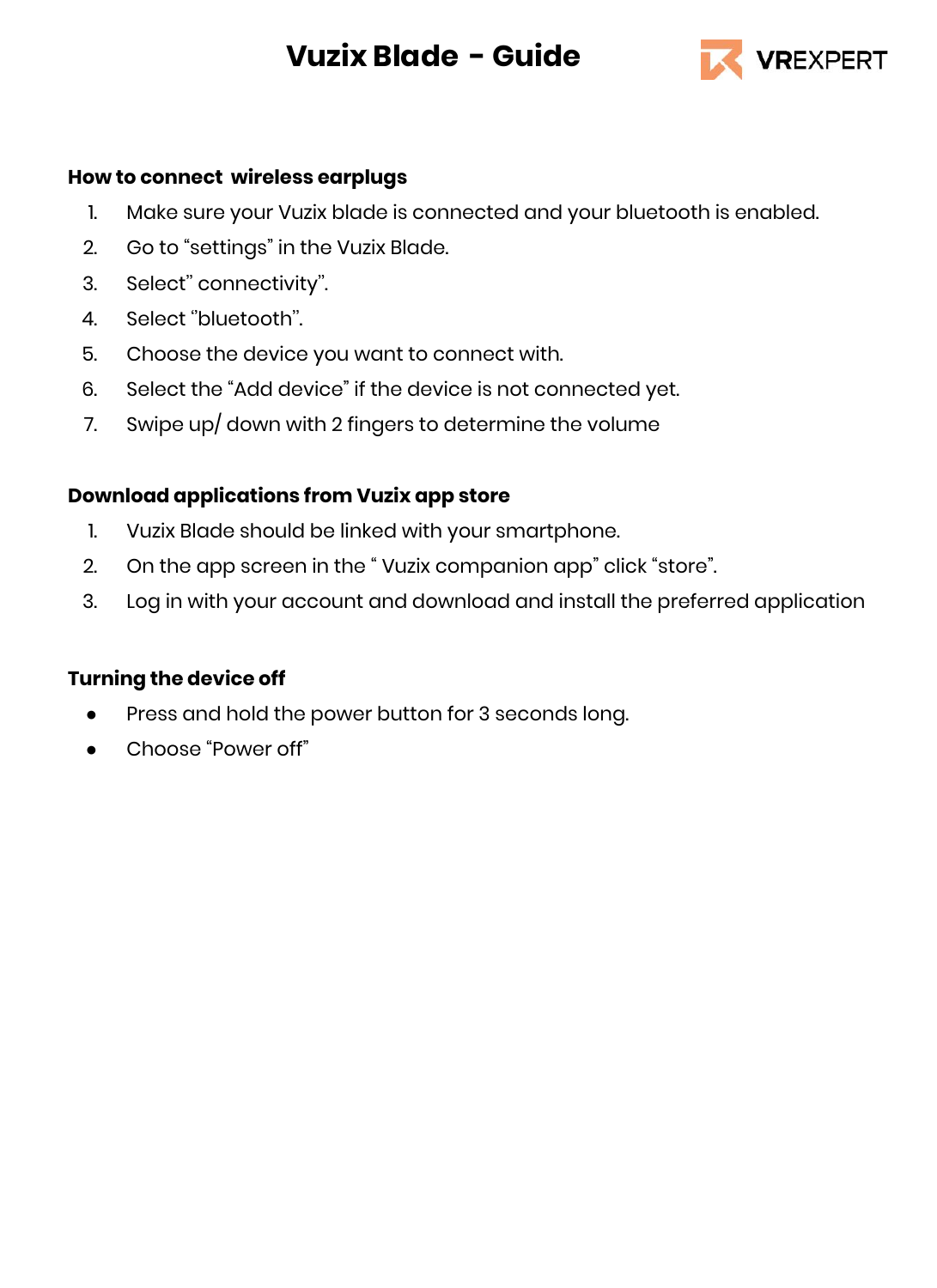# Vuzix Blade - Guide

VREXPERT

**How to connect wireless earplugs**

1. Make sure your Vuzix blade is connected and your bluetooth is enabled.
2. Go to "settings" in the Vuzix Blade.
3. Select" connectivity".
4. Select "bluetooth".
5. Choose the device you want to connect with.
6. Select the "Add device" if the device is not connected yet.
7. Swipe up/ down with 2 fingers to determine the volume

**Download applications from Vuzix app store**

1. Vuzix Blade should be linked with your smartphone.
2. On the app screen in the " Vuzix companion app" click "store".
3. Log in with your account and download and install the preferred application

**Turning the device off**

- Press and hold the power button for 3 seconds long.
- Choose "Power off"